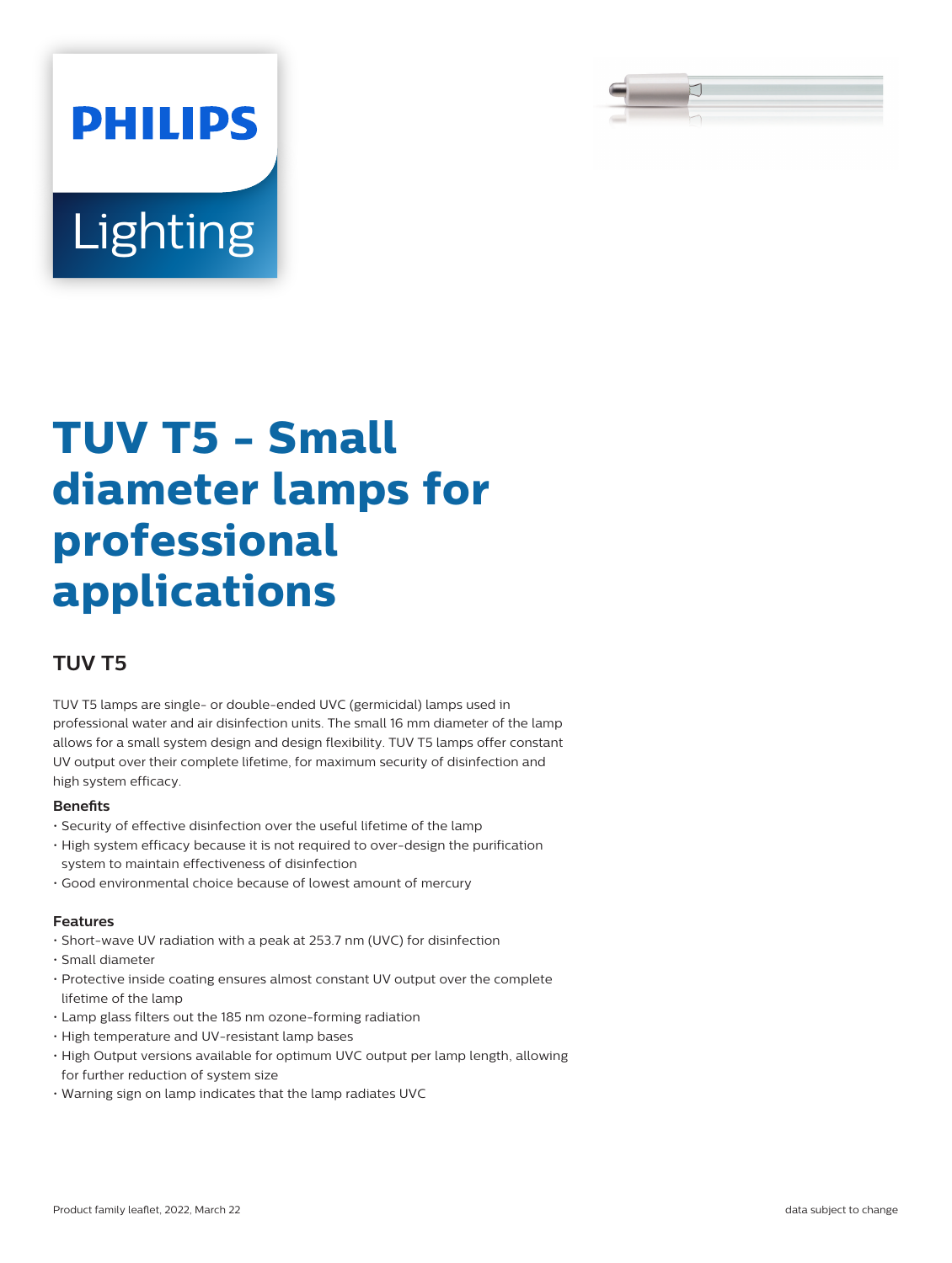# TUV T5 - Small diameter lamps for professional applications

## TUV T5

TUV T5 lamps are single- or double-ended UVC (germicidal) lamps used in professional water and air disinfection units. The small 16 mm diameter of the lamp allows for a small system design and design flexibility. TUV T5 lamps offer constant UV output over their complete lifetime, for maximum security of disinfection and high system efficacy.

### Benefits

- Security of effective disinfection over the useful lifetime of the lamp
- High system efficacy because it is not required to over-design the purification system to maintain effectiveness of disinfection
- Good environmental choice because of lowest amount of mercury

### Features

- Short-wave UV radiation with a peak at 253.7 nm (UVC) for disinfection
- Small diameter
- Protective inside coating ensures almost constant UV output over the complete lifetime of the lamp
- Lamp glass filters out the 185 nm ozone-forming radiation
- High temperature and UV-resistant lamp bases
- High Output versions available for optimum UVC output per lamp length, allowing for further reduction of system size
- Warning sign on lamp indicates that the lamp radiates UVC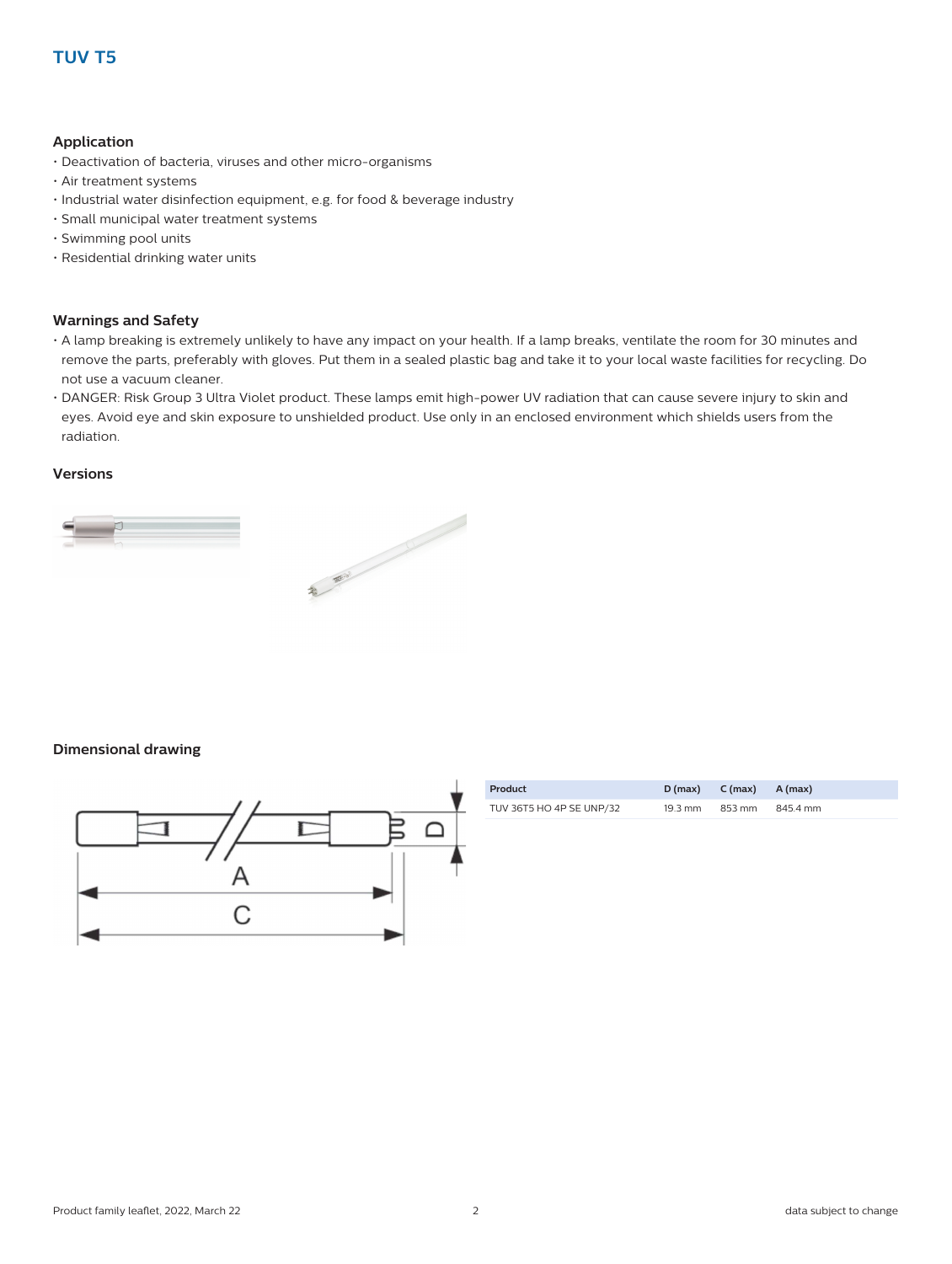# TUV T5

## Application

- Deactivation of bacteria, viruses and other micro-organisms
- Air treatment systems
- Industrial water disinfection equipment, e.g. for food & beverage industry
- Small municipal water treatment systems
- Swimming pool units
- Residential drinking water units

## Warnings and Safety

- A lamp breaking is extremely unlikely to have any impact on your health. If a lamp breaks, ventilate the room for 30 minutes and remove the parts, preferably with gloves. Put them in a sealed plastic bag and take it to your local waste facilities for recycling. Do not use a vacuum cleaner.
- DANGER: Risk Group 3 Ultra Violet product. These lamps emit high-power UV radiation that can cause severe injury to skin and eyes. Avoid eye and skin exposure to unshielded product. Use only in an enclosed environment which shields users from the radiation.

## Versions

## Dimensional drawing

| Product | D (max) | C (max) | A (max) |
|---|---|---|---|
| TUV 36T5 HO 4P SE UNP/32 | 19.3 mm | 853 mm | 845.4 mm |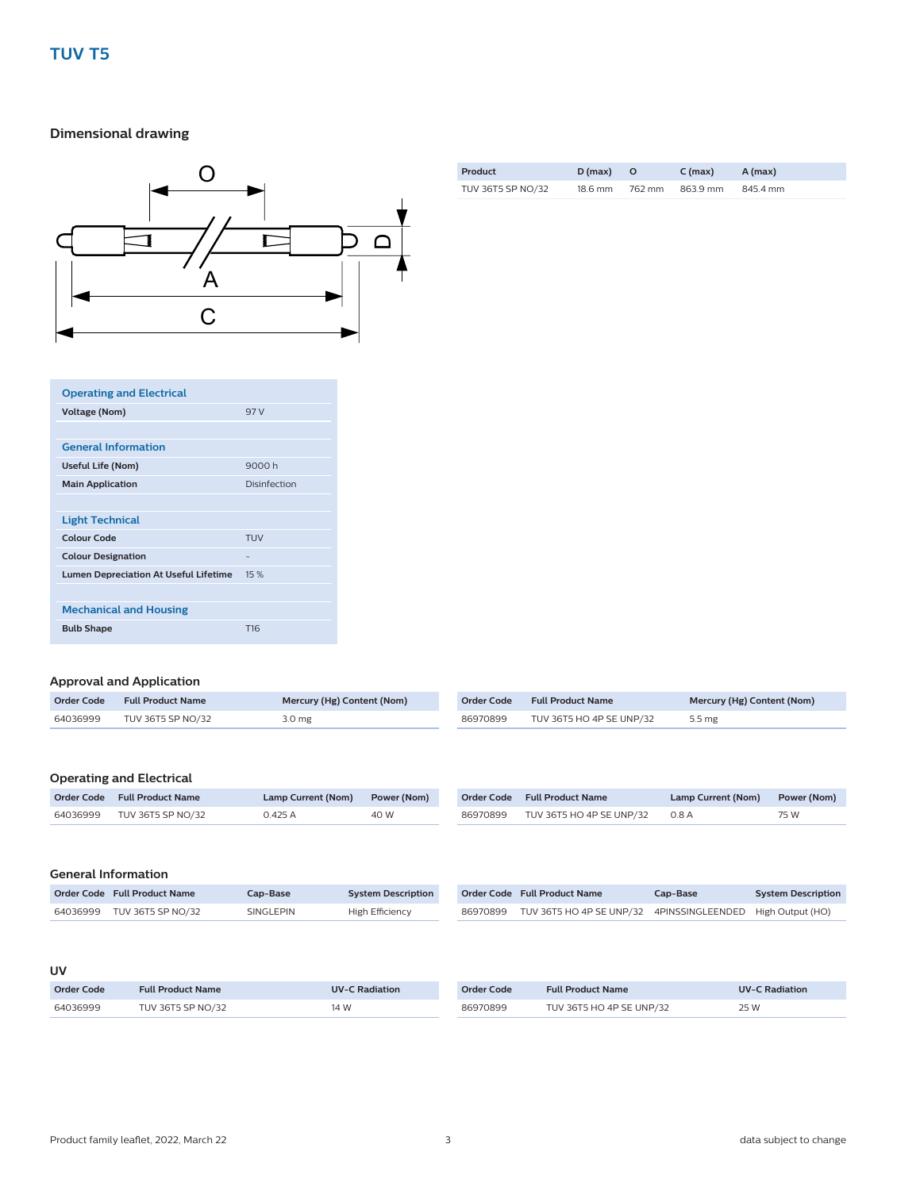# TUV T5

## Dimensional drawing

| Product | D (max) | O | C (max) | A (max) |
|---|---|---|---|---|
| TUV 36T5 SP NO/32 | 18.6 mm | 762 mm | 863.9 mm | 845.4 mm |

| Operating and Electrical | |
|---|---|
| Voltage (Nom) | 97 V |
| **General Information** | |
| Useful Life (Nom) | 9000 h |
| Main Application | Disinfection |
| **Light Technical** | |
| Colour Code | TUV |
| Colour Designation | - |
| Lumen Depreciation At Useful Lifetime | 15 % |
| **Mechanical and Housing** | |
| Bulb Shape | T16 |

## Approval and Application

| Order Code | Full Product Name | Mercury (Hg) Content (Nom) |
|---|---|---|
| 64036999 | TUV 36T5 SP NO/32 | 3.0 mg |
| 86970899 | TUV 36T5 HO 4P SE UNP/32 | 5.5 mg |

## Operating and Electrical

| Order Code | Full Product Name | Lamp Current (Nom) | Power (Nom) |
|---|---|---|---|
| 64036999 | TUV 36T5 SP NO/32 | 0.425 A | 40 W |
| 86970899 | TUV 36T5 HO 4P SE UNP/32 | 0.8 A | 75 W |

## General Information

| Order Code | Full Product Name | Cap-Base | System Description |
|---|---|---|---|
| 64036999 | TUV 36T5 SP NO/32 | SINGLEPIN | High Efficiency |
| 86970899 | TUV 36T5 HO 4P SE UNP/32 | 4PINSSINGLEENDED | High Output (HO) |

## UV

| Order Code | Full Product Name | UV-C Radiation |
|---|---|---|
| 64036999 | TUV 36T5 SP NO/32 | 14 W |
| 86970899 | TUV 36T5 HO 4P SE UNP/32 | 25 W |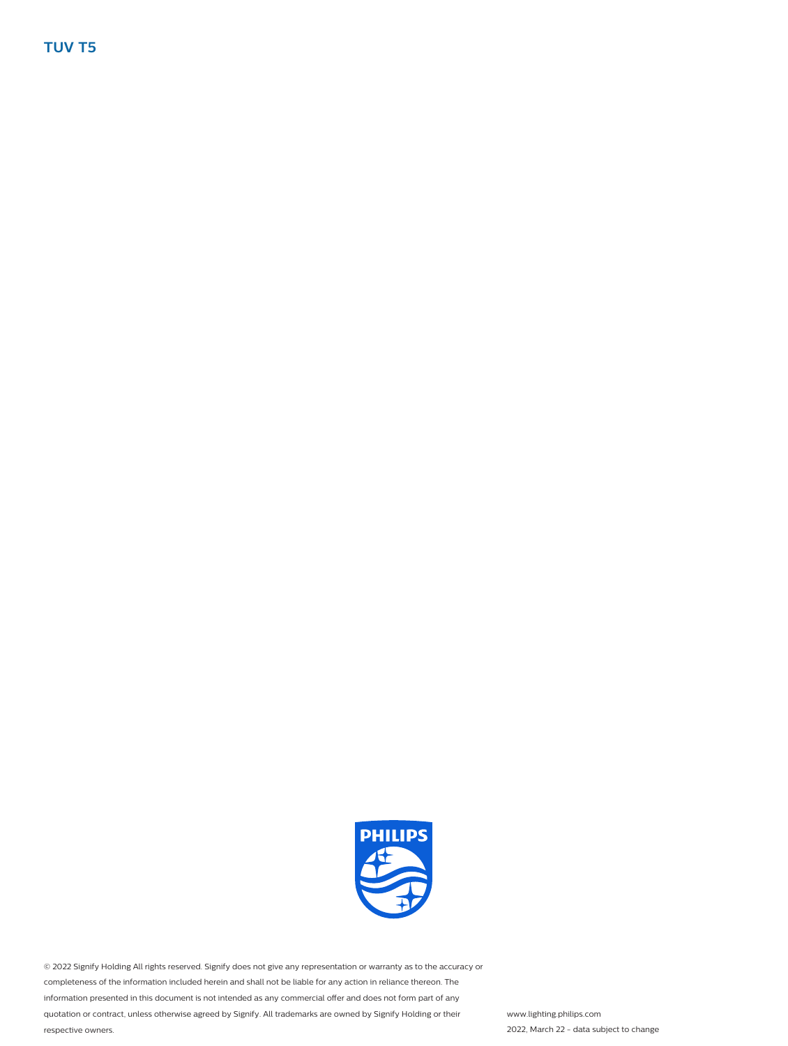© 2022 Signify Holding All rights reserved. Signify does not give any representation or warranty as to the accuracy or completeness of the information included herein and shall not be liable for any action in reliance thereon. The information presented in this document is not intended as any commercial offer and does not form part of any quotation or contract, unless otherwise agreed by Signify. All trademarks are owned by Signify Holding or their respective owners.

www.lighting.philips.com

2022, March 22 - data subject to change